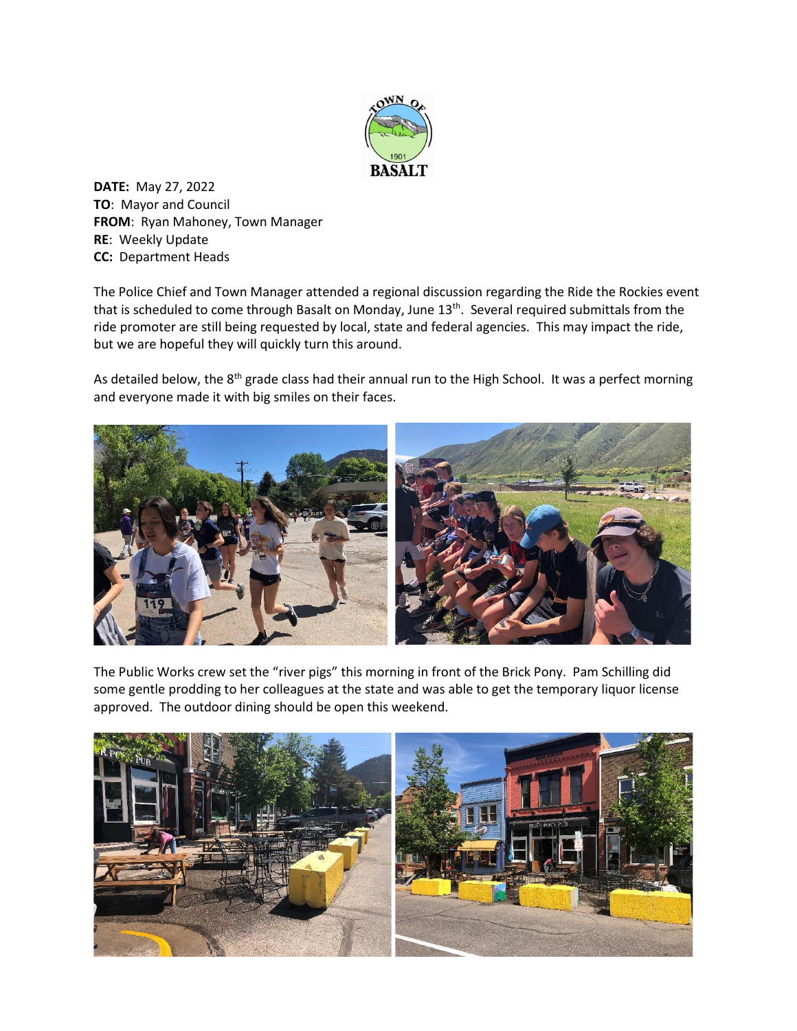**DATE:** May 27, 2022
**TO**: Mayor and Council
**FROM**: Ryan Mahoney, Town Manager
**RE**: Weekly Update
**CC:** Department Heads

The Police Chief and Town Manager attended a regional discussion regarding the Ride the Rockies event that is scheduled to come through Basalt on Monday, June 13th. Several required submittals from the ride promoter are still being requested by local, state and federal agencies. This may impact the ride, but we are hopeful they will quickly turn this around.

As detailed below, the 8th grade class had their annual run to the High School. It was a perfect morning and everyone made it with big smiles on their faces.

The Public Works crew set the "river pigs" this morning in front of the Brick Pony. Pam Schilling did some gentle prodding to her colleagues at the state and was able to get the temporary liquor license approved. The outdoor dining should be open this weekend.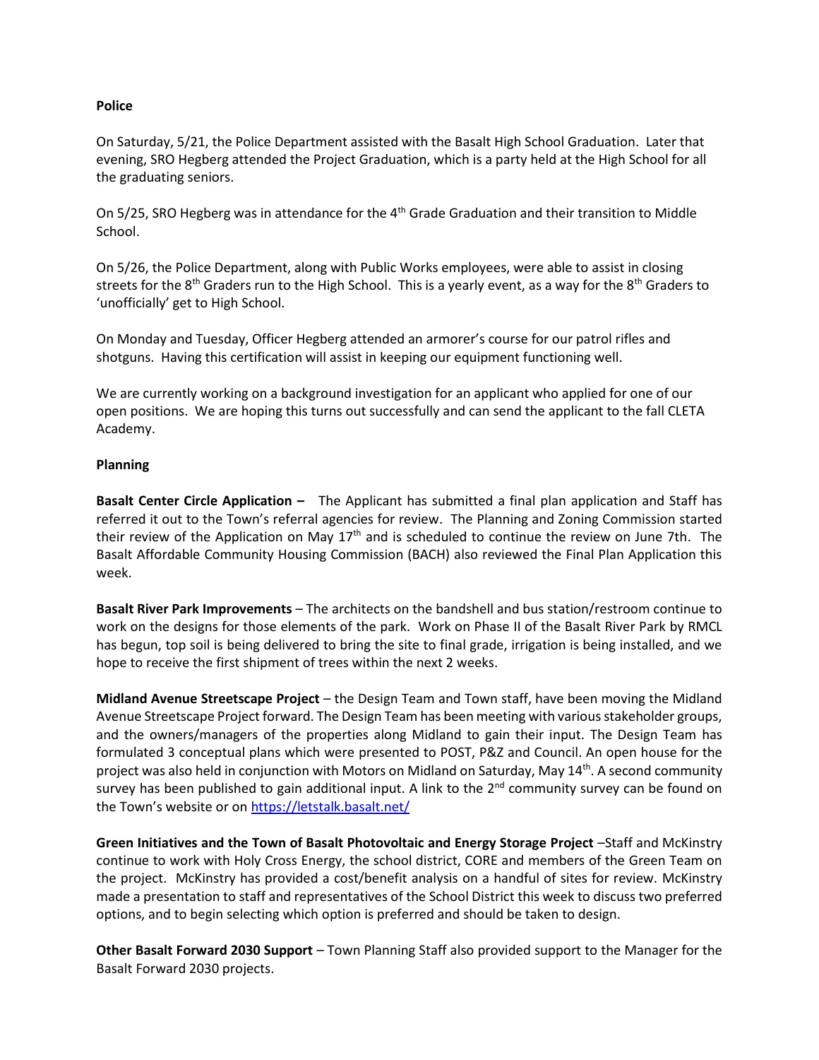**Police**

On Saturday, 5/21, the Police Department assisted with the Basalt High School Graduation. Later that evening, SRO Hegberg attended the Project Graduation, which is a party held at the High School for all the graduating seniors.

On 5/25, SRO Hegberg was in attendance for the 4th Grade Graduation and their transition to Middle School.

On 5/26, the Police Department, along with Public Works employees, were able to assist in closing streets for the 8th Graders run to the High School. This is a yearly event, as a way for the 8th Graders to 'unofficially' get to High School.

On Monday and Tuesday, Officer Hegberg attended an armorer's course for our patrol rifles and shotguns. Having this certification will assist in keeping our equipment functioning well.

We are currently working on a background investigation for an applicant who applied for one of our open positions. We are hoping this turns out successfully and can send the applicant to the fall CLETA Academy.

**Planning**

**Basalt Center Circle Application –** The Applicant has submitted a final plan application and Staff has referred it out to the Town's referral agencies for review. The Planning and Zoning Commission started their review of the Application on May 17th and is scheduled to continue the review on June 7th. The Basalt Affordable Community Housing Commission (BACH) also reviewed the Final Plan Application this week.

**Basalt River Park Improvements** – The architects on the bandshell and bus station/restroom continue to work on the designs for those elements of the park. Work on Phase II of the Basalt River Park by RMCL has begun, top soil is being delivered to bring the site to final grade, irrigation is being installed, and we hope to receive the first shipment of trees within the next 2 weeks.

**Midland Avenue Streetscape Project** – the Design Team and Town staff, have been moving the Midland Avenue Streetscape Project forward. The Design Team has been meeting with various stakeholder groups, and the owners/managers of the properties along Midland to gain their input. The Design Team has formulated 3 conceptual plans which were presented to POST, P&Z and Council. An open house for the project was also held in conjunction with Motors on Midland on Saturday, May 14th. A second community survey has been published to gain additional input. A link to the 2nd community survey can be found on the Town's website or on https://letstalk.basalt.net/

**Green Initiatives and the Town of Basalt Photovoltaic and Energy Storage Project** –Staff and McKinstry continue to work with Holy Cross Energy, the school district, CORE and members of the Green Team on the project. McKinstry has provided a cost/benefit analysis on a handful of sites for review. McKinstry made a presentation to staff and representatives of the School District this week to discuss two preferred options, and to begin selecting which option is preferred and should be taken to design.

**Other Basalt Forward 2030 Support** – Town Planning Staff also provided support to the Manager for the Basalt Forward 2030 projects.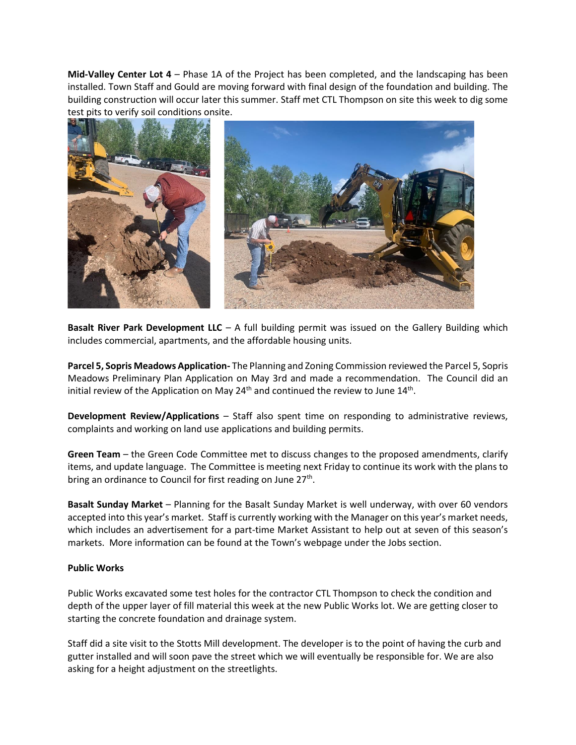**Mid-Valley Center Lot 4** – Phase 1A of the Project has been completed, and the landscaping has been installed. Town Staff and Gould are moving forward with final design of the foundation and building. The building construction will occur later this summer. Staff met CTL Thompson on site this week to dig some test pits to verify soil conditions onsite.

**Basalt River Park Development LLC** – A full building permit was issued on the Gallery Building which includes commercial, apartments, and the affordable housing units.

**Parcel 5, Sopris Meadows Application-** The Planning and Zoning Commission reviewed the Parcel 5, Sopris Meadows Preliminary Plan Application on May 3rd and made a recommendation. The Council did an initial review of the Application on May 24th and continued the review to June 14th.

**Development Review/Applications** – Staff also spent time on responding to administrative reviews, complaints and working on land use applications and building permits.

**Green Team** – the Green Code Committee met to discuss changes to the proposed amendments, clarify items, and update language. The Committee is meeting next Friday to continue its work with the plans to bring an ordinance to Council for first reading on June 27th.

**Basalt Sunday Market** – Planning for the Basalt Sunday Market is well underway, with over 60 vendors accepted into this year's market. Staff is currently working with the Manager on this year's market needs, which includes an advertisement for a part-time Market Assistant to help out at seven of this season's markets. More information can be found at the Town's webpage under the Jobs section.

**Public Works**

Public Works excavated some test holes for the contractor CTL Thompson to check the condition and depth of the upper layer of fill material this week at the new Public Works lot. We are getting closer to starting the concrete foundation and drainage system.

Staff did a site visit to the Stotts Mill development. The developer is to the point of having the curb and gutter installed and will soon pave the street which we will eventually be responsible for. We are also asking for a height adjustment on the streetlights.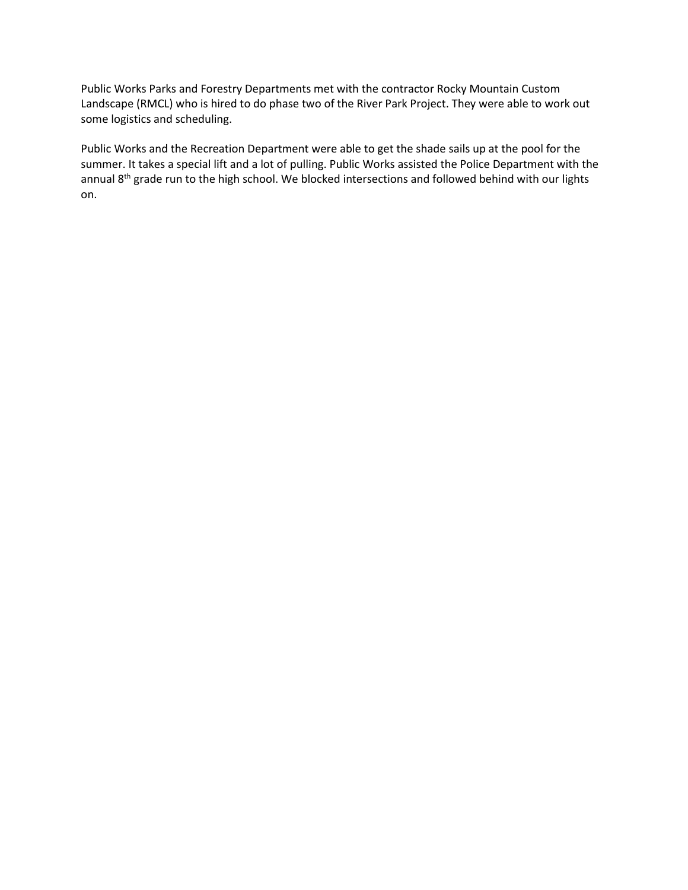Public Works Parks and Forestry Departments met with the contractor Rocky Mountain Custom Landscape (RMCL) who is hired to do phase two of the River Park Project. They were able to work out some logistics and scheduling.

Public Works and the Recreation Department were able to get the shade sails up at the pool for the summer. It takes a special lift and a lot of pulling. Public Works assisted the Police Department with the annual 8th grade run to the high school. We blocked intersections and followed behind with our lights on.